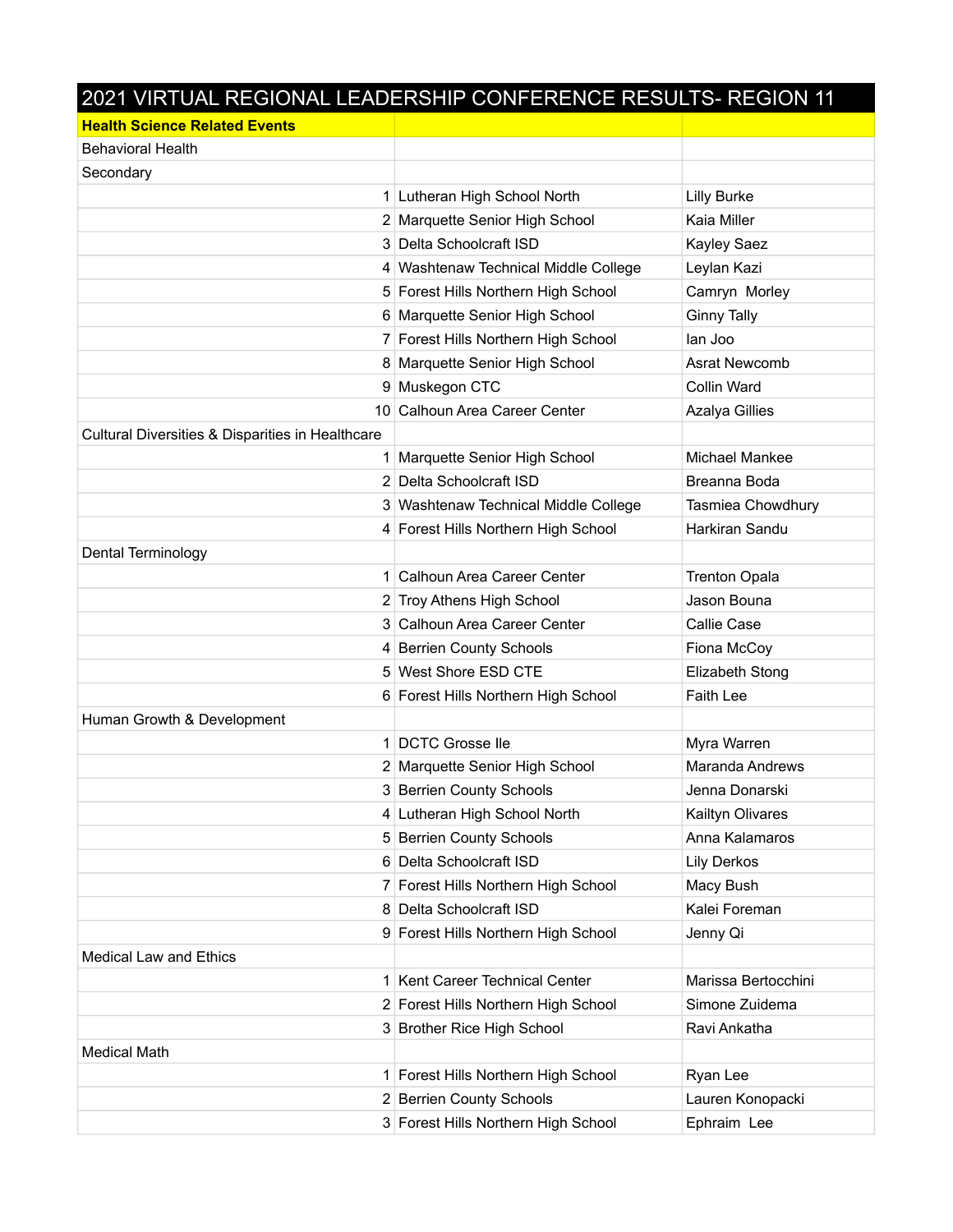| 2021 VIRTUAL REGIONAL LEADERSHIP CONFERENCE RESULTS- REGION 11 | | |
|---|---|---|
| **Health Science Related Events** | | |
| Behavioral Health | | |
| Secondary | | |
| 1 | Lutheran High School North | Lilly Burke |
| 2 | Marquette Senior High School | Kaia Miller |
| 3 | Delta Schoolcraft ISD | Kayley Saez |
| 4 | Washtenaw Technical Middle College | Leylan Kazi |
| 5 | Forest Hills Northern High School | Camryn  Morley |
| 6 | Marquette Senior High School | Ginny Tally |
| 7 | Forest Hills Northern High School | Ian Joo |
| 8 | Marquette Senior High School | Asrat Newcomb |
| 9 | Muskegon CTC | Collin Ward |
| 10 | Calhoun Area Career Center | Azalya Gillies |
| Cultural Diversities & Disparities in Healthcare | | |
| 1 | Marquette Senior High School | Michael Mankee |
| 2 | Delta Schoolcraft ISD | Breanna Boda |
| 3 | Washtenaw Technical Middle College | Tasmiea Chowdhury |
| 4 | Forest Hills Northern High School | Harkiran Sandu |
| Dental Terminology | | |
| 1 | Calhoun Area Career Center | Trenton Opala |
| 2 | Troy Athens High School | Jason Bouna |
| 3 | Calhoun Area Career Center | Callie Case |
| 4 | Berrien County Schools | Fiona McCoy |
| 5 | West Shore ESD CTE | Elizabeth Stong |
| 6 | Forest Hills Northern High School | Faith Lee |
| Human Growth & Development | | |
| 1 | DCTC Grosse Ile | Myra Warren |
| 2 | Marquette Senior High School | Maranda Andrews |
| 3 | Berrien County Schools | Jenna Donarski |
| 4 | Lutheran High School North | Kailtyn Olivares |
| 5 | Berrien County Schools | Anna Kalamaros |
| 6 | Delta Schoolcraft ISD | Lily Derkos |
| 7 | Forest Hills Northern High School | Macy Bush |
| 8 | Delta Schoolcraft ISD | Kalei Foreman |
| 9 | Forest Hills Northern High School | Jenny Qi |
| Medical Law and Ethics | | |
| 1 | Kent Career Technical Center | Marissa Bertocchini |
| 2 | Forest Hills Northern High School | Simone Zuidema |
| 3 | Brother Rice High School | Ravi Ankatha |
| Medical Math | | |
| 1 | Forest Hills Northern High School | Ryan Lee |
| 2 | Berrien County Schools | Lauren Konopacki |
| 3 | Forest Hills Northern High School | Ephraim  Lee |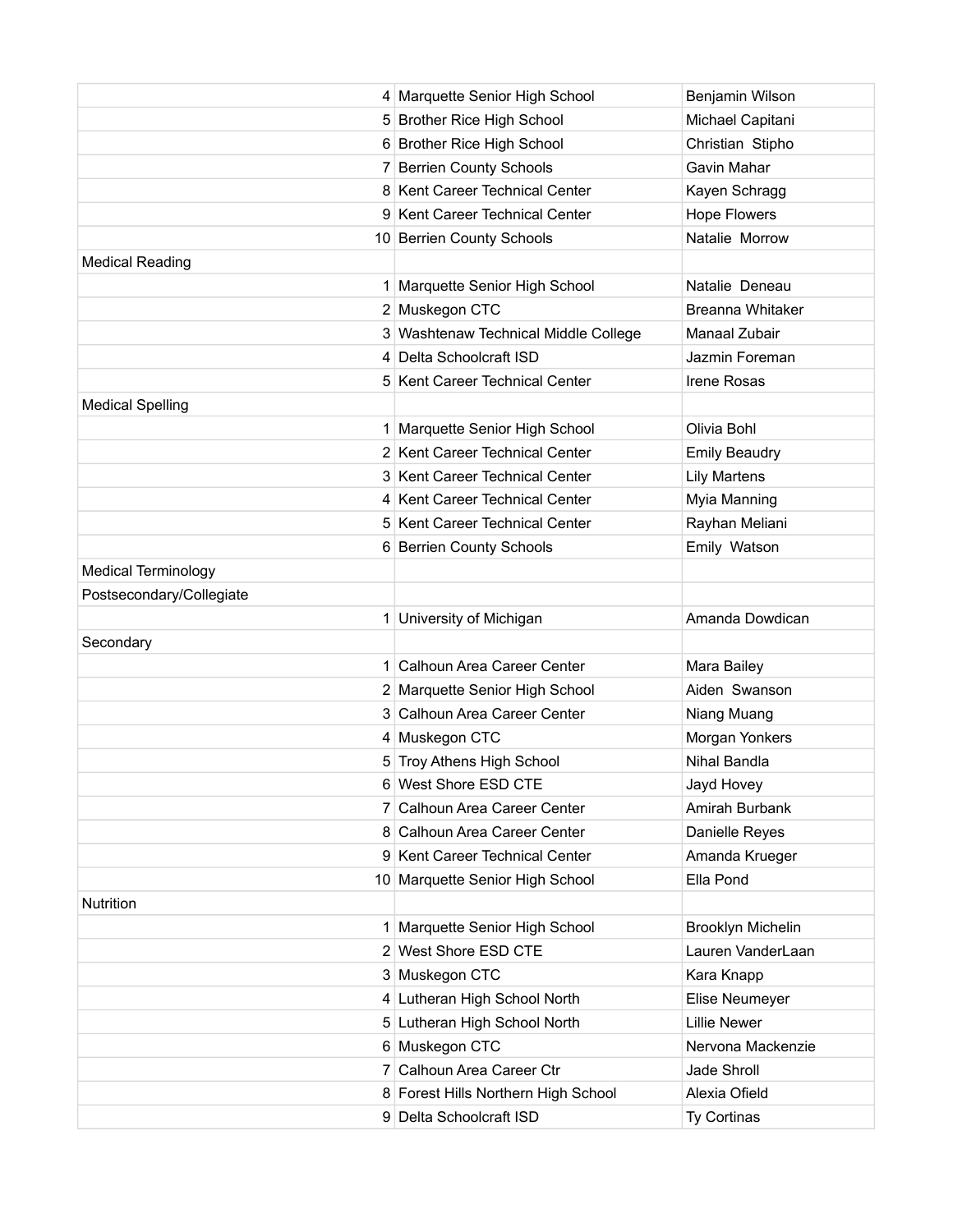| | | | |
|---|---|---|---|
| | 4 | Marquette Senior High School | Benjamin Wilson |
| | 5 | Brother Rice High School | Michael Capitani |
| | 6 | Brother Rice High School | Christian Stipho |
| | 7 | Berrien County Schools | Gavin Mahar |
| | 8 | Kent Career Technical Center | Kayen Schragg |
| | 9 | Kent Career Technical Center | Hope Flowers |
| | 10 | Berrien County Schools | Natalie Morrow |
| Medical Reading | | | |
| | 1 | Marquette Senior High School | Natalie Deneau |
| | 2 | Muskegon CTC | Breanna Whitaker |
| | 3 | Washtenaw Technical Middle College | Manaal Zubair |
| | 4 | Delta Schoolcraft ISD | Jazmin Foreman |
| | 5 | Kent Career Technical Center | Irene Rosas |
| Medical Spelling | | | |
| | 1 | Marquette Senior High School | Olivia Bohl |
| | 2 | Kent Career Technical Center | Emily Beaudry |
| | 3 | Kent Career Technical Center | Lily Martens |
| | 4 | Kent Career Technical Center | Myia Manning |
| | 5 | Kent Career Technical Center | Rayhan Meliani |
| | 6 | Berrien County Schools | Emily Watson |
| Medical Terminology | | | |
| Postsecondary/Collegiate | | | |
| | 1 | University of Michigan | Amanda Dowdican |
| Secondary | | | |
| | 1 | Calhoun Area Career Center | Mara Bailey |
| | 2 | Marquette Senior High School | Aiden Swanson |
| | 3 | Calhoun Area Career Center | Niang Muang |
| | 4 | Muskegon CTC | Morgan Yonkers |
| | 5 | Troy Athens High School | Nihal Bandla |
| | 6 | West Shore ESD CTE | Jayd Hovey |
| | 7 | Calhoun Area Career Center | Amirah Burbank |
| | 8 | Calhoun Area Career Center | Danielle Reyes |
| | 9 | Kent Career Technical Center | Amanda Krueger |
| | 10 | Marquette Senior High School | Ella Pond |
| Nutrition | | | |
| | 1 | Marquette Senior High School | Brooklyn Michelin |
| | 2 | West Shore ESD CTE | Lauren VanderLaan |
| | 3 | Muskegon CTC | Kara Knapp |
| | 4 | Lutheran High School North | Elise Neumeyer |
| | 5 | Lutheran High School North | Lillie Newer |
| | 6 | Muskegon CTC | Nervona Mackenzie |
| | 7 | Calhoun Area Career Ctr | Jade Shroll |
| | 8 | Forest Hills Northern High School | Alexia Ofield |
| | 9 | Delta Schoolcraft ISD | Ty Cortinas |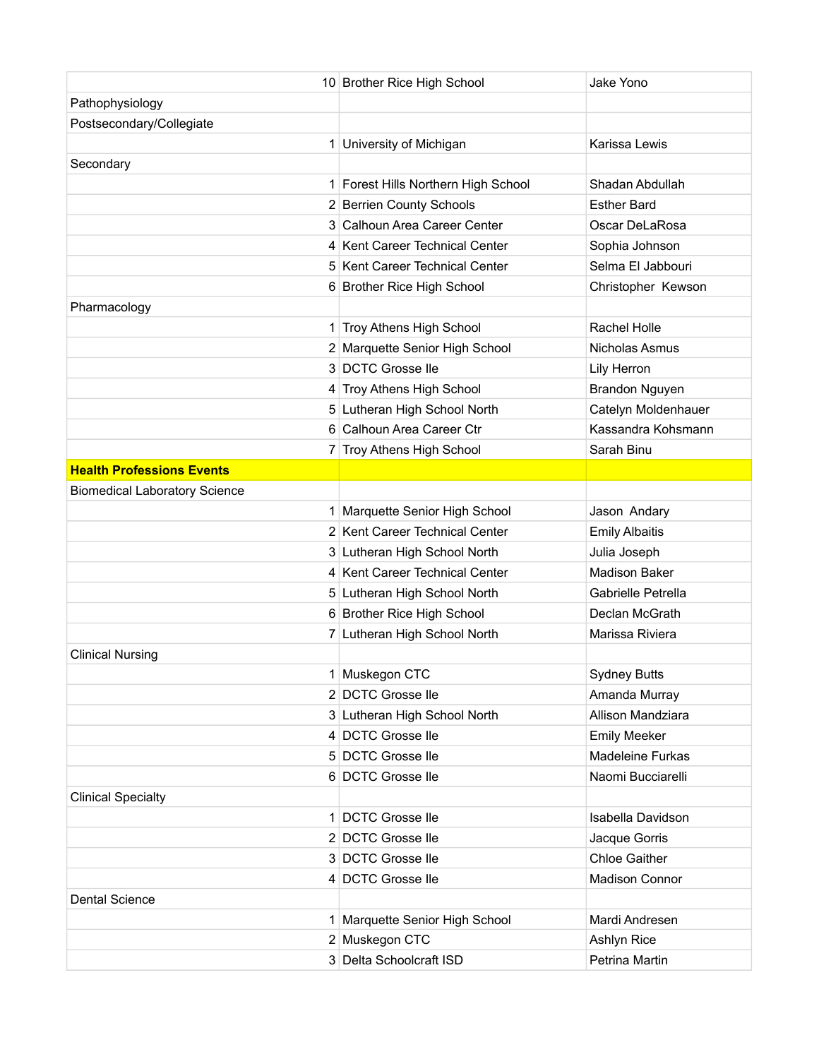| | | |
|---|---|---|
| 10 | Brother Rice High School | Jake Yono |
| Pathophysiology | | |
| Postsecondary/Collegiate | | |
| 1 | University of Michigan | Karissa Lewis |
| Secondary | | |
| 1 | Forest Hills Northern High School | Shadan Abdullah |
| 2 | Berrien County Schools | Esther Bard |
| 3 | Calhoun Area Career Center | Oscar DeLaRosa |
| 4 | Kent Career Technical Center | Sophia Johnson |
| 5 | Kent Career Technical Center | Selma El Jabbouri |
| 6 | Brother Rice High School | Christopher Kewson |
| Pharmacology | | |
| 1 | Troy Athens High School | Rachel Holle |
| 2 | Marquette Senior High School | Nicholas Asmus |
| 3 | DCTC Grosse Ile | Lily Herron |
| 4 | Troy Athens High School | Brandon Nguyen |
| 5 | Lutheran High School North | Catelyn Moldenhauer |
| 6 | Calhoun Area Career Ctr | Kassandra Kohsmann |
| 7 | Troy Athens High School | Sarah Binu |
| **Health Professions Events** | | |
| Biomedical Laboratory Science | | |
| 1 | Marquette Senior High School | Jason Andary |
| 2 | Kent Career Technical Center | Emily Albaitis |
| 3 | Lutheran High School North | Julia Joseph |
| 4 | Kent Career Technical Center | Madison Baker |
| 5 | Lutheran High School North | Gabrielle Petrella |
| 6 | Brother Rice High School | Declan McGrath |
| 7 | Lutheran High School North | Marissa Riviera |
| Clinical Nursing | | |
| 1 | Muskegon CTC | Sydney Butts |
| 2 | DCTC Grosse Ile | Amanda Murray |
| 3 | Lutheran High School North | Allison Mandziara |
| 4 | DCTC Grosse Ile | Emily Meeker |
| 5 | DCTC Grosse Ile | Madeleine Furkas |
| 6 | DCTC Grosse Ile | Naomi Bucciarelli |
| Clinical Specialty | | |
| 1 | DCTC Grosse Ile | Isabella Davidson |
| 2 | DCTC Grosse Ile | Jacque Gorris |
| 3 | DCTC Grosse Ile | Chloe Gaither |
| 4 | DCTC Grosse Ile | Madison Connor |
| Dental Science | | |
| 1 | Marquette Senior High School | Mardi Andresen |
| 2 | Muskegon CTC | Ashlyn Rice |
| 3 | Delta Schoolcraft ISD | Petrina Martin |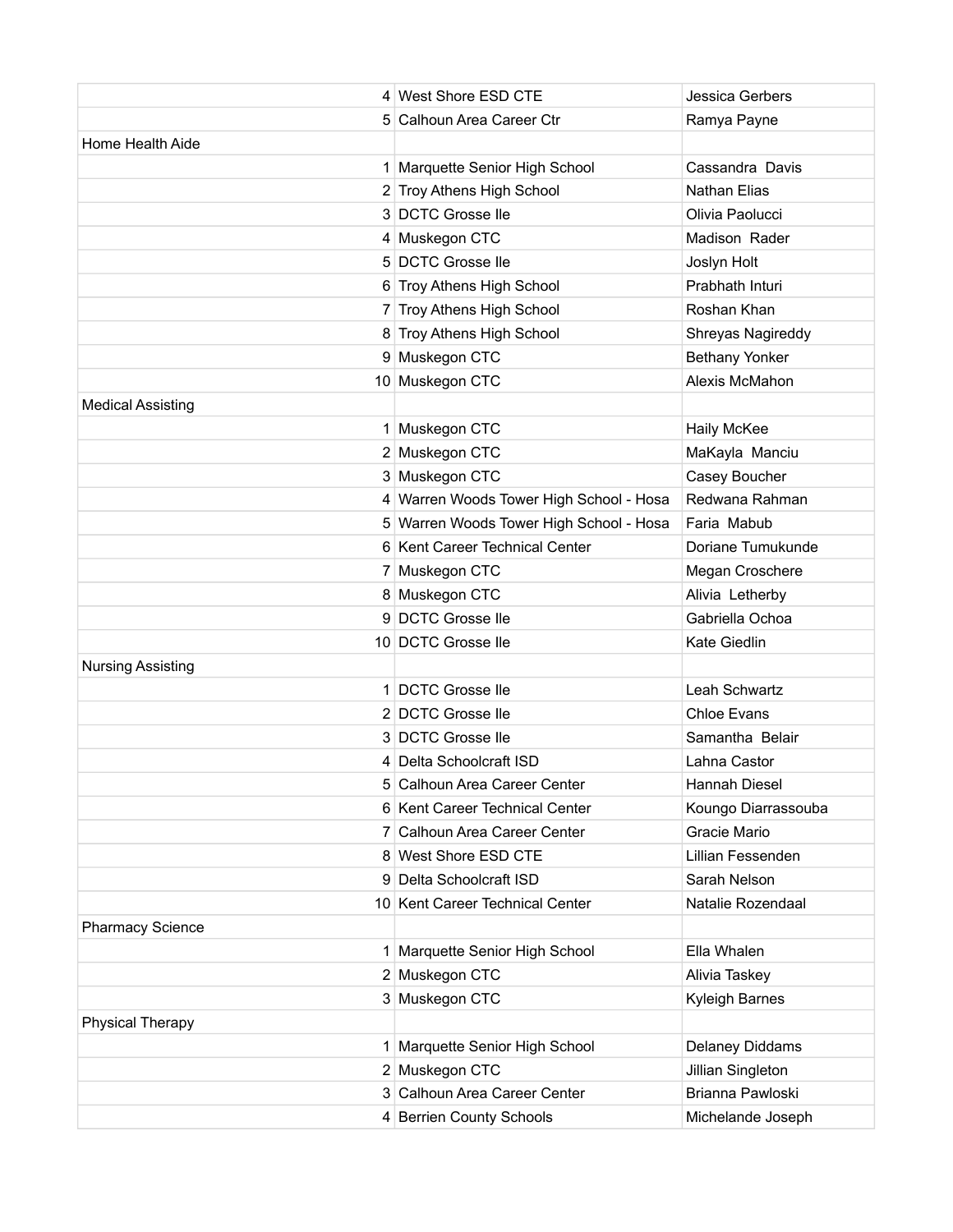| | | | |
|---|---|---|---|
| | 4 | West Shore ESD CTE | Jessica Gerbers |
| | 5 | Calhoun Area Career Ctr | Ramya Payne |
| Home Health Aide | | | |
| | 1 | Marquette Senior High School | Cassandra Davis |
| | 2 | Troy Athens High School | Nathan Elias |
| | 3 | DCTC Grosse Ile | Olivia Paolucci |
| | 4 | Muskegon CTC | Madison Rader |
| | 5 | DCTC Grosse Ile | Joslyn Holt |
| | 6 | Troy Athens High School | Prabhath Inturi |
| | 7 | Troy Athens High School | Roshan Khan |
| | 8 | Troy Athens High School | Shreyas Nagireddy |
| | 9 | Muskegon CTC | Bethany Yonker |
| | 10 | Muskegon CTC | Alexis McMahon |
| Medical Assisting | | | |
| | 1 | Muskegon CTC | Haily McKee |
| | 2 | Muskegon CTC | MaKayla Manciu |
| | 3 | Muskegon CTC | Casey Boucher |
| | 4 | Warren Woods Tower High School - Hosa | Redwana Rahman |
| | 5 | Warren Woods Tower High School - Hosa | Faria Mabub |
| | 6 | Kent Career Technical Center | Doriane Tumukunde |
| | 7 | Muskegon CTC | Megan Croschere |
| | 8 | Muskegon CTC | Alivia Letherby |
| | 9 | DCTC Grosse Ile | Gabriella Ochoa |
| | 10 | DCTC Grosse Ile | Kate Giedlin |
| Nursing Assisting | | | |
| | 1 | DCTC Grosse Ile | Leah Schwartz |
| | 2 | DCTC Grosse Ile | Chloe Evans |
| | 3 | DCTC Grosse Ile | Samantha Belair |
| | 4 | Delta Schoolcraft ISD | Lahna Castor |
| | 5 | Calhoun Area Career Center | Hannah Diesel |
| | 6 | Kent Career Technical Center | Koungo Diarrassouba |
| | 7 | Calhoun Area Career Center | Gracie Mario |
| | 8 | West Shore ESD CTE | Lillian Fessenden |
| | 9 | Delta Schoolcraft ISD | Sarah Nelson |
| | 10 | Kent Career Technical Center | Natalie Rozendaal |
| Pharmacy Science | | | |
| | 1 | Marquette Senior High School | Ella Whalen |
| | 2 | Muskegon CTC | Alivia Taskey |
| | 3 | Muskegon CTC | Kyleigh Barnes |
| Physical Therapy | | | |
| | 1 | Marquette Senior High School | Delaney Diddams |
| | 2 | Muskegon CTC | Jillian Singleton |
| | 3 | Calhoun Area Career Center | Brianna Pawloski |
| | 4 | Berrien County Schools | Michelande Joseph |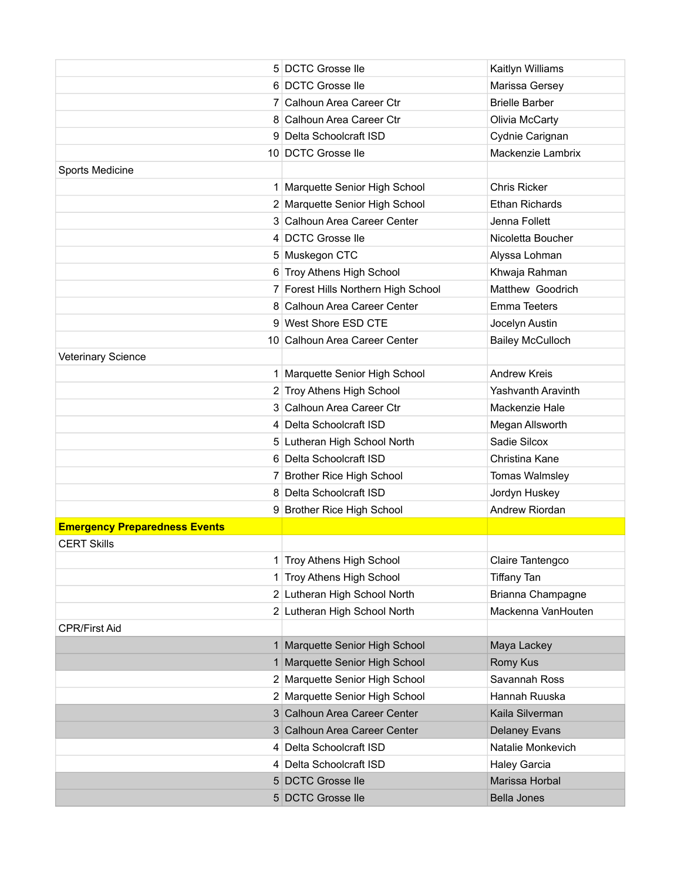|  |  |  |
|---|---|---|
|  | 5 DCTC Grosse Ile | Kaitlyn Williams |
|  | 6 DCTC Grosse Ile | Marissa Gersey |
|  | 7 Calhoun Area Career Ctr | Brielle Barber |
|  | 8 Calhoun Area Career Ctr | Olivia McCarty |
|  | 9 Delta Schoolcraft ISD | Cydnie Carignan |
|  | 10 DCTC Grosse Ile | Mackenzie Lambrix |
| Sports Medicine |  |  |
|  | 1 Marquette Senior High School | Chris Ricker |
|  | 2 Marquette Senior High School | Ethan Richards |
|  | 3 Calhoun Area Career Center | Jenna Follett |
|  | 4 DCTC Grosse Ile | Nicoletta Boucher |
|  | 5 Muskegon CTC | Alyssa Lohman |
|  | 6 Troy Athens High School | Khwaja Rahman |
|  | 7 Forest Hills Northern High School | Matthew Goodrich |
|  | 8 Calhoun Area Career Center | Emma Teeters |
|  | 9 West Shore ESD CTE | Jocelyn Austin |
|  | 10 Calhoun Area Career Center | Bailey McCulloch |
| Veterinary Science |  |  |
|  | 1 Marquette Senior High School | Andrew Kreis |
|  | 2 Troy Athens High School | Yashvanth Aravinth |
|  | 3 Calhoun Area Career Ctr | Mackenzie Hale |
|  | 4 Delta Schoolcraft ISD | Megan Allsworth |
|  | 5 Lutheran High School North | Sadie Silcox |
|  | 6 Delta Schoolcraft ISD | Christina Kane |
|  | 7 Brother Rice High School | Tomas Walmsley |
|  | 8 Delta Schoolcraft ISD | Jordyn Huskey |
|  | 9 Brother Rice High School | Andrew Riordan |
| **Emergency Preparedness Events** |  |  |
| CERT Skills |  |  |
|  | 1 Troy Athens High School | Claire Tantengco |
|  | 1 Troy Athens High School | Tiffany Tan |
|  | 2 Lutheran High School North | Brianna Champagne |
|  | 2 Lutheran High School North | Mackenna VanHouten |
| CPR/First Aid |  |  |
|  | 1 Marquette Senior High School | Maya Lackey |
|  | 1 Marquette Senior High School | Romy Kus |
|  | 2 Marquette Senior High School | Savannah Ross |
|  | 2 Marquette Senior High School | Hannah Ruuska |
|  | 3 Calhoun Area Career Center | Kaila Silverman |
|  | 3 Calhoun Area Career Center | Delaney Evans |
|  | 4 Delta Schoolcraft ISD | Natalie Monkevich |
|  | 4 Delta Schoolcraft ISD | Haley Garcia |
|  | 5 DCTC Grosse Ile | Marissa Horbal |
|  | 5 DCTC Grosse Ile | Bella Jones |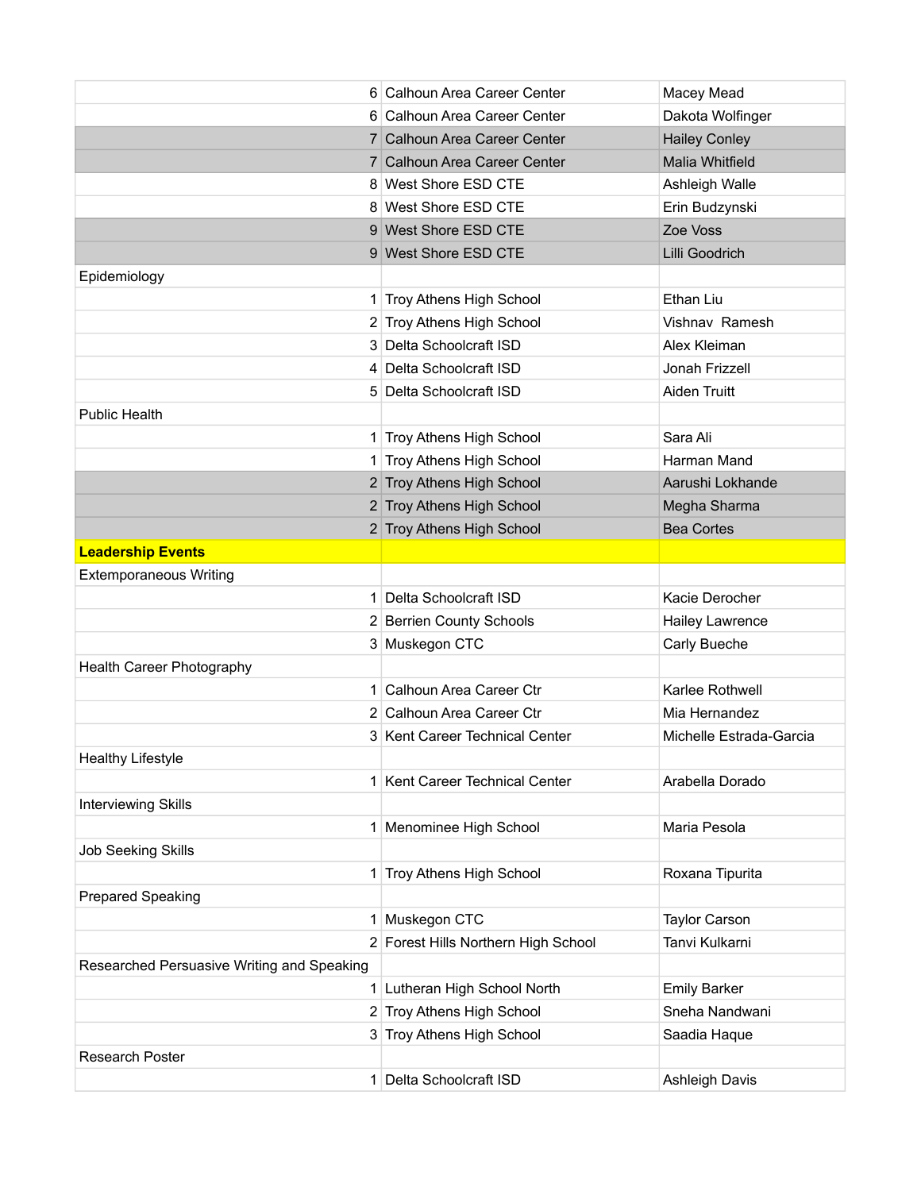| | | |
|---|---|---|
| 6 | Calhoun Area Career Center | Macey Mead |
| 6 | Calhoun Area Career Center | Dakota Wolfinger |
| 7 | Calhoun Area Career Center | Hailey Conley |
| 7 | Calhoun Area Career Center | Malia Whitfield |
| 8 | West Shore ESD CTE | Ashleigh Walle |
| 8 | West Shore ESD CTE | Erin Budzynski |
| 9 | West Shore ESD CTE | Zoe Voss |
| 9 | West Shore ESD CTE | Lilli Goodrich |
| Epidemiology | | |
| 1 | Troy Athens High School | Ethan Liu |
| 2 | Troy Athens High School | Vishnav Ramesh |
| 3 | Delta Schoolcraft ISD | Alex Kleiman |
| 4 | Delta Schoolcraft ISD | Jonah Frizzell |
| 5 | Delta Schoolcraft ISD | Aiden Truitt |
| Public Health | | |
| 1 | Troy Athens High School | Sara Ali |
| 1 | Troy Athens High School | Harman Mand |
| 2 | Troy Athens High School | Aarushi Lokhande |
| 2 | Troy Athens High School | Megha Sharma |
| 2 | Troy Athens High School | Bea Cortes |
| **Leadership Events** | | |
| Extemporaneous Writing | | |
| 1 | Delta Schoolcraft ISD | Kacie Derocher |
| 2 | Berrien County Schools | Hailey Lawrence |
| 3 | Muskegon CTC | Carly Bueche |
| Health Career Photography | | |
| 1 | Calhoun Area Career Ctr | Karlee Rothwell |
| 2 | Calhoun Area Career Ctr | Mia Hernandez |
| 3 | Kent Career Technical Center | Michelle Estrada-Garcia |
| Healthy Lifestyle | | |
| 1 | Kent Career Technical Center | Arabella Dorado |
| Interviewing Skills | | |
| 1 | Menominee High School | Maria Pesola |
| Job Seeking Skills | | |
| 1 | Troy Athens High School | Roxana Tipurita |
| Prepared Speaking | | |
| 1 | Muskegon CTC | Taylor Carson |
| 2 | Forest Hills Northern High School | Tanvi Kulkarni |
| Researched Persuasive Writing and Speaking | | |
| 1 | Lutheran High School North | Emily Barker |
| 2 | Troy Athens High School | Sneha Nandwani |
| 3 | Troy Athens High School | Saadia Haque |
| Research Poster | | |
| 1 | Delta Schoolcraft ISD | Ashleigh Davis |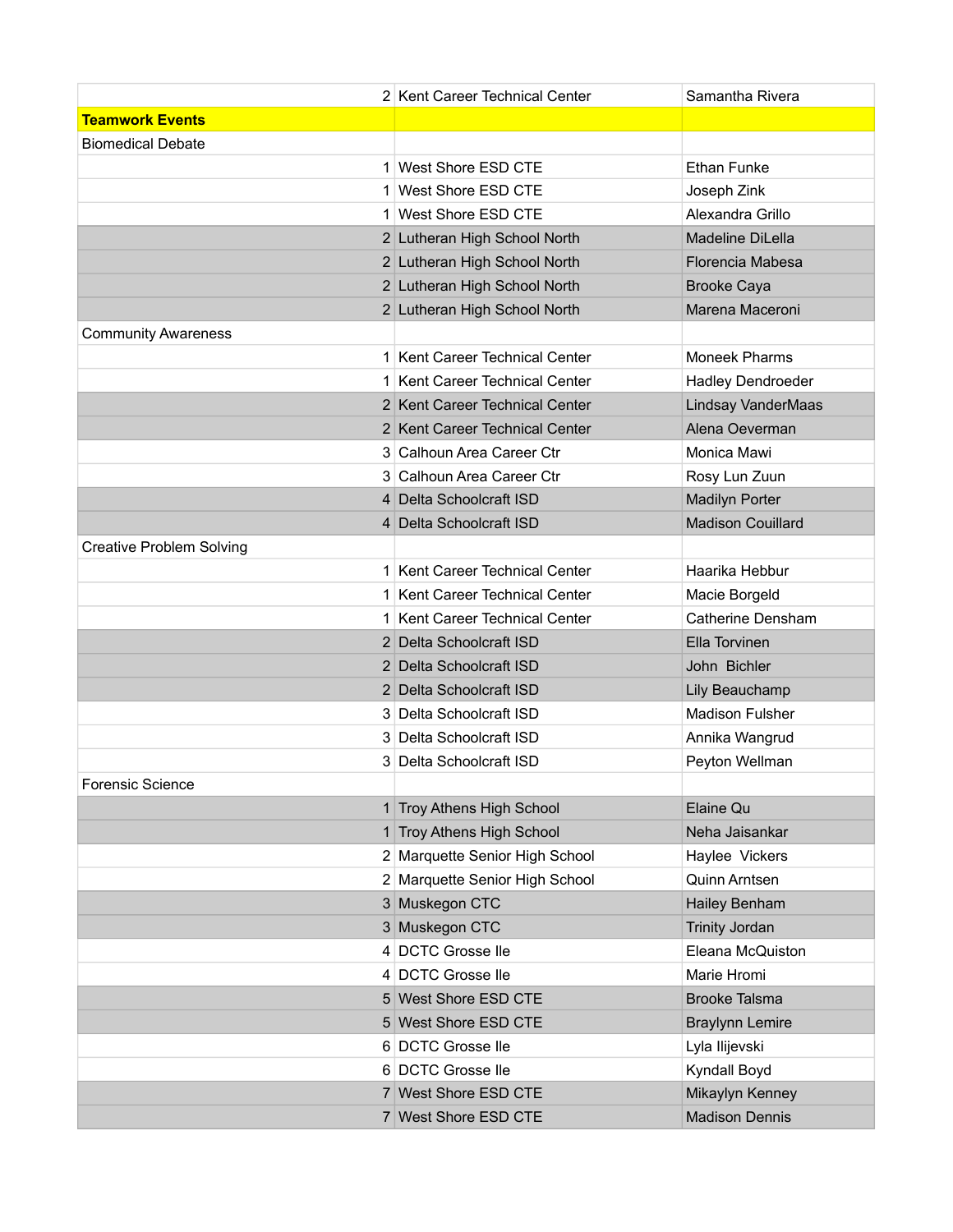| | | |
|---|---|---|
| 2 | Kent Career Technical Center | Samantha Rivera |
| **Teamwork Events** | | |
| Biomedical Debate | | |
| 1 | West Shore ESD CTE | Ethan Funke |
| 1 | West Shore ESD CTE | Joseph Zink |
| 1 | West Shore ESD CTE | Alexandra Grillo |
| 2 | Lutheran High School North | Madeline DiLella |
| 2 | Lutheran High School North | Florencia Mabesa |
| 2 | Lutheran High School North | Brooke Caya |
| 2 | Lutheran High School North | Marena Maceroni |
| Community Awareness | | |
| 1 | Kent Career Technical Center | Moneek Pharms |
| 1 | Kent Career Technical Center | Hadley Dendroeder |
| 2 | Kent Career Technical Center | Lindsay VanderMaas |
| 2 | Kent Career Technical Center | Alena Oeverman |
| 3 | Calhoun Area Career Ctr | Monica Mawi |
| 3 | Calhoun Area Career Ctr | Rosy Lun Zuun |
| 4 | Delta Schoolcraft ISD | Madilyn Porter |
| 4 | Delta Schoolcraft ISD | Madison Couillard |
| Creative Problem Solving | | |
| 1 | Kent Career Technical Center | Haarika Hebbur |
| 1 | Kent Career Technical Center | Macie Borgeld |
| 1 | Kent Career Technical Center | Catherine Densham |
| 2 | Delta Schoolcraft ISD | Ella Torvinen |
| 2 | Delta Schoolcraft ISD | John Bichler |
| 2 | Delta Schoolcraft ISD | Lily Beauchamp |
| 3 | Delta Schoolcraft ISD | Madison Fulsher |
| 3 | Delta Schoolcraft ISD | Annika Wangrud |
| 3 | Delta Schoolcraft ISD | Peyton Wellman |
| Forensic Science | | |
| 1 | Troy Athens High School | Elaine Qu |
| 1 | Troy Athens High School | Neha Jaisankar |
| 2 | Marquette Senior High School | Haylee Vickers |
| 2 | Marquette Senior High School | Quinn Arntsen |
| 3 | Muskegon CTC | Hailey Benham |
| 3 | Muskegon CTC | Trinity Jordan |
| 4 | DCTC Grosse Ile | Eleana McQuiston |
| 4 | DCTC Grosse Ile | Marie Hromi |
| 5 | West Shore ESD CTE | Brooke Talsma |
| 5 | West Shore ESD CTE | Braylynn Lemire |
| 6 | DCTC Grosse Ile | Lyla Ilijevski |
| 6 | DCTC Grosse Ile | Kyndall Boyd |
| 7 | West Shore ESD CTE | Mikaylyn Kenney |
| 7 | West Shore ESD CTE | Madison Dennis |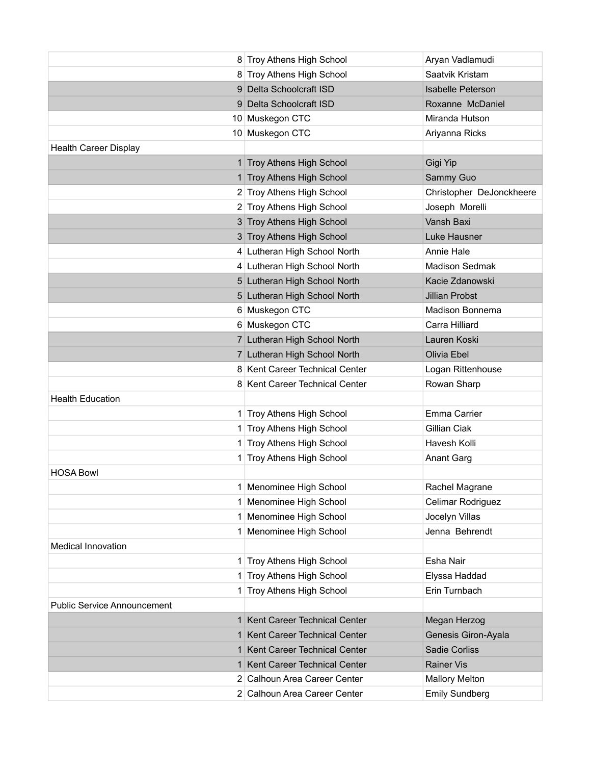| | | |
|---|---|---|
| 8 | Troy Athens High School | Aryan Vadlamudi |
| 8 | Troy Athens High School | Saatvik Kristam |
| 9 | Delta Schoolcraft ISD | Isabelle Peterson |
| 9 | Delta Schoolcraft ISD | Roxanne McDaniel |
| 10 | Muskegon CTC | Miranda Hutson |
| 10 | Muskegon CTC | Ariyanna Ricks |
| Health Career Display | | |
| 1 | Troy Athens High School | Gigi Yip |
| 1 | Troy Athens High School | Sammy Guo |
| 2 | Troy Athens High School | Christopher DeJonckheere |
| 2 | Troy Athens High School | Joseph Morelli |
| 3 | Troy Athens High School | Vansh Baxi |
| 3 | Troy Athens High School | Luke Hausner |
| 4 | Lutheran High School North | Annie Hale |
| 4 | Lutheran High School North | Madison Sedmak |
| 5 | Lutheran High School North | Kacie Zdanowski |
| 5 | Lutheran High School North | Jillian Probst |
| 6 | Muskegon CTC | Madison Bonnema |
| 6 | Muskegon CTC | Carra Hilliard |
| 7 | Lutheran High School North | Lauren Koski |
| 7 | Lutheran High School North | Olivia Ebel |
| 8 | Kent Career Technical Center | Logan Rittenhouse |
| 8 | Kent Career Technical Center | Rowan Sharp |
| Health Education | | |
| 1 | Troy Athens High School | Emma Carrier |
| 1 | Troy Athens High School | Gillian Ciak |
| 1 | Troy Athens High School | Havesh Kolli |
| 1 | Troy Athens High School | Anant Garg |
| HOSA Bowl | | |
| 1 | Menominee High School | Rachel Magrane |
| 1 | Menominee High School | Celimar Rodriguez |
| 1 | Menominee High School | Jocelyn Villas |
| 1 | Menominee High School | Jenna Behrendt |
| Medical Innovation | | |
| 1 | Troy Athens High School | Esha Nair |
| 1 | Troy Athens High School | Elyssa Haddad |
| 1 | Troy Athens High School | Erin Turnbach |
| Public Service Announcement | | |
| 1 | Kent Career Technical Center | Megan Herzog |
| 1 | Kent Career Technical Center | Genesis Giron-Ayala |
| 1 | Kent Career Technical Center | Sadie Corliss |
| 1 | Kent Career Technical Center | Rainer Vis |
| 2 | Calhoun Area Career Center | Mallory Melton |
| 2 | Calhoun Area Career Center | Emily Sundberg |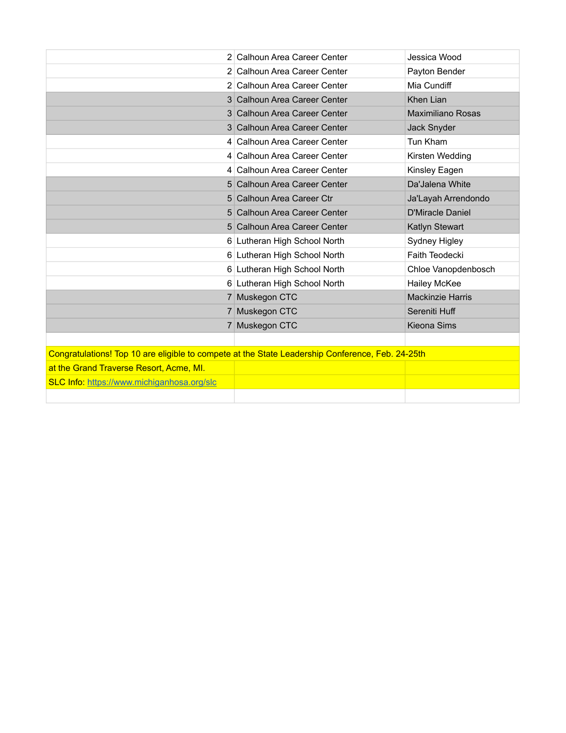| | | |
|---|---|---|
| 2 | Calhoun Area Career Center | Jessica Wood |
| 2 | Calhoun Area Career Center | Payton Bender |
| 2 | Calhoun Area Career Center | Mia Cundiff |
| 3 | Calhoun Area Career Center | Khen Lian |
| 3 | Calhoun Area Career Center | Maximiliano Rosas |
| 3 | Calhoun Area Career Center | Jack Snyder |
| 4 | Calhoun Area Career Center | Tun Kham |
| 4 | Calhoun Area Career Center | Kirsten Wedding |
| 4 | Calhoun Area Career Center | Kinsley Eagen |
| 5 | Calhoun Area Career Center | Da'Jalena White |
| 5 | Calhoun Area Career Ctr | Ja'Layah Arrendondo |
| 5 | Calhoun Area Career Center | D'Miracle Daniel |
| 5 | Calhoun Area Career Center | Katlyn Stewart |
| 6 | Lutheran High School North | Sydney Higley |
| 6 | Lutheran High School North | Faith Teodecki |
| 6 | Lutheran High School North | Chloe Vanopdenbosch |
| 6 | Lutheran High School North | Hailey McKee |
| 7 | Muskegon CTC | Mackinzie Harris |
| 7 | Muskegon CTC | Sereniti Huff |
| 7 | Muskegon CTC | Kieona Sims |

Congratulations! Top 10 are eligible to compete at the State Leadership Conference, Feb. 24-25th
at the Grand Traverse Resort, Acme, MI.
SLC Info: https://www.michiganhosa.org/slc